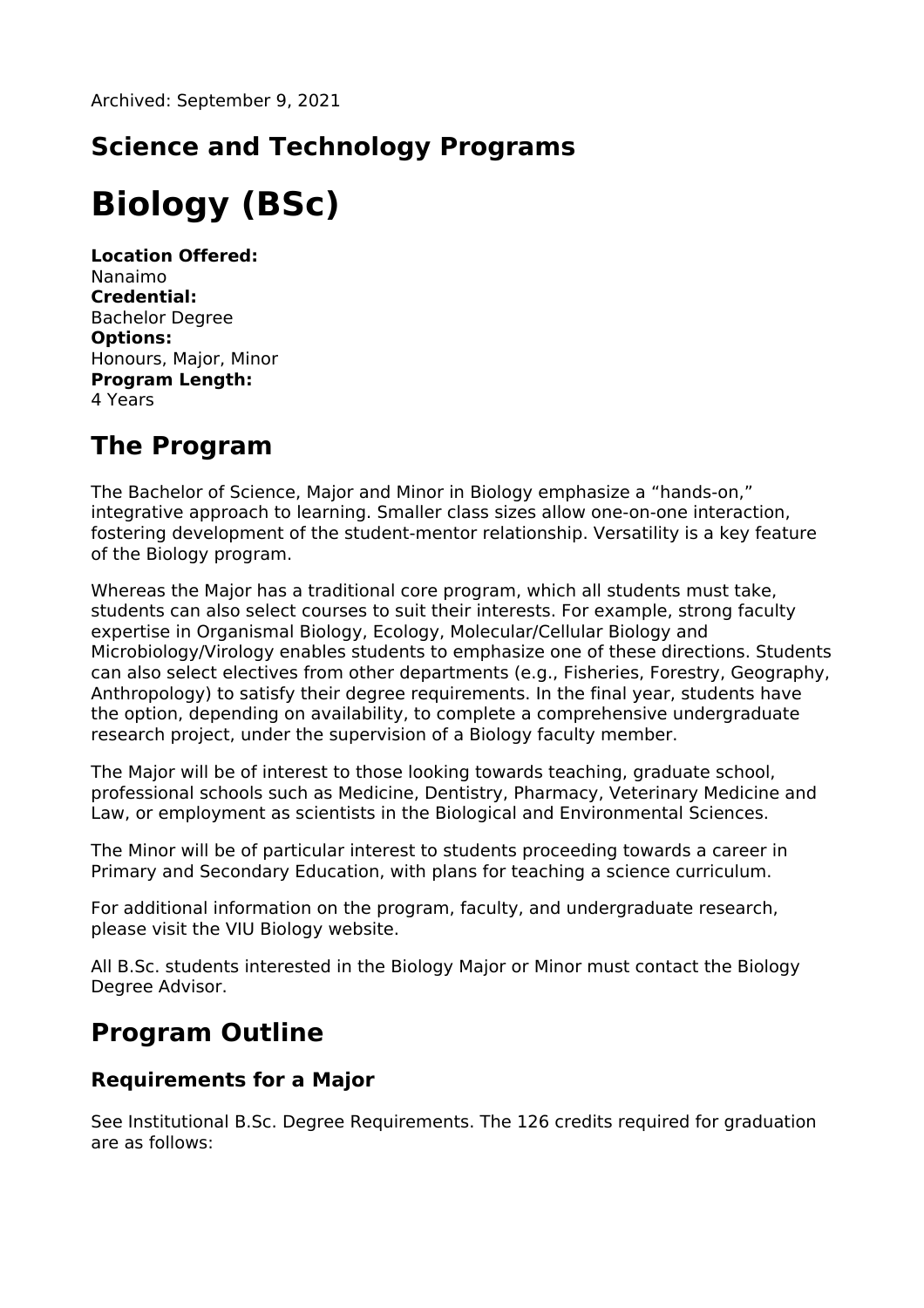Archived: September 9, 2021

## Science and Technology Programs

# Biology (BSc)

**Location Offered:**
Nanaimo
**Credential:**
Bachelor Degree
**Options:**
Honours, Major, Minor
**Program Length:**
4 Years

## The Program

The Bachelor of Science, Major and Minor in Biology emphasize a “hands-on,” integrative approach to learning. Smaller class sizes allow one-on-one interaction, fostering development of the student-mentor relationship. Versatility is a key feature of the Biology program.

Whereas the Major has a traditional core program, which all students must take, students can also select courses to suit their interests. For example, strong faculty expertise in Organismal Biology, Ecology, Molecular/Cellular Biology and Microbiology/Virology enables students to emphasize one of these directions. Students can also select electives from other departments (e.g., Fisheries, Forestry, Geography, Anthropology) to satisfy their degree requirements. In the final year, students have the option, depending on availability, to complete a comprehensive undergraduate research project, under the supervision of a Biology faculty member.

The Major will be of interest to those looking towards teaching, graduate school, professional schools such as Medicine, Dentistry, Pharmacy, Veterinary Medicine and Law, or employment as scientists in the Biological and Environmental Sciences.

The Minor will be of particular interest to students proceeding towards a career in Primary and Secondary Education, with plans for teaching a science curriculum.

For additional information on the program, faculty, and undergraduate research, please visit the VIU Biology website.

All B.Sc. students interested in the Biology Major or Minor must contact the Biology Degree Advisor.

## Program Outline

### Requirements for a Major

See Institutional B.Sc. Degree Requirements. The 126 credits required for graduation are as follows: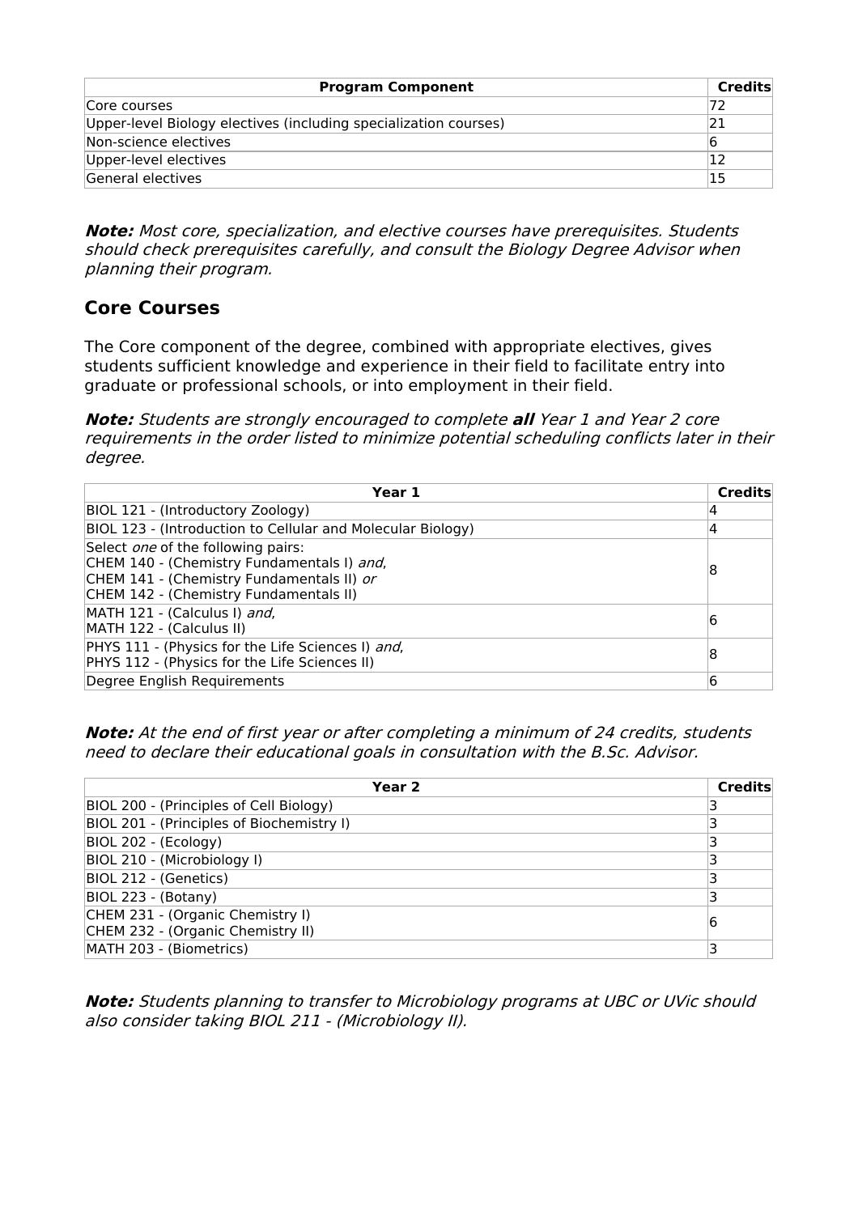| Program Component | Credits |
|---|---|
| Core courses | 72 |
| Upper-level Biology electives (including specialization courses) | 21 |
| Non-science electives | 6 |
| Upper-level electives | 12 |
| General electives | 15 |

***Note:*** *Most core, specialization, and elective courses have prerequisites. Students should check prerequisites carefully, and consult the Biology Degree Advisor when planning their program.*

## Core Courses

The Core component of the degree, combined with appropriate electives, gives students sufficient knowledge and experience in their field to facilitate entry into graduate or professional schools, or into employment in their field.

***Note:*** *Students are strongly encouraged to complete **all** Year 1 and Year 2 core requirements in the order listed to minimize potential scheduling conflicts later in their degree.*

| Year 1 | Credits |
|---|---|
| BIOL 121 - (Introductory Zoology) | 4 |
| BIOL 123 - (Introduction to Cellular and Molecular Biology) | 4 |
| Select *one* of the following pairs:<br>CHEM 140 - (Chemistry Fundamentals I) *and*,<br>CHEM 141 - (Chemistry Fundamentals II) *or*<br>CHEM 142 - (Chemistry Fundamentals II) | 8 |
| MATH 121 - (Calculus I) *and*,<br>MATH 122 - (Calculus II) | 6 |
| PHYS 111 - (Physics for the Life Sciences I) *and*,<br>PHYS 112 - (Physics for the Life Sciences II) | 8 |
| Degree English Requirements | 6 |

***Note:*** *At the end of first year or after completing a minimum of 24 credits, students need to declare their educational goals in consultation with the B.Sc. Advisor.*

| Year 2 | Credits |
|---|---|
| BIOL 200 - (Principles of Cell Biology) | 3 |
| BIOL 201 - (Principles of Biochemistry I) | 3 |
| BIOL 202 - (Ecology) | 3 |
| BIOL 210 - (Microbiology I) | 3 |
| BIOL 212 - (Genetics) | 3 |
| BIOL 223 - (Botany) | 3 |
| CHEM 231 - (Organic Chemistry I)<br>CHEM 232 - (Organic Chemistry II) | 6 |
| MATH 203 - (Biometrics) | 3 |

***Note:*** *Students planning to transfer to Microbiology programs at UBC or UVic should also consider taking BIOL 211 - (Microbiology II).*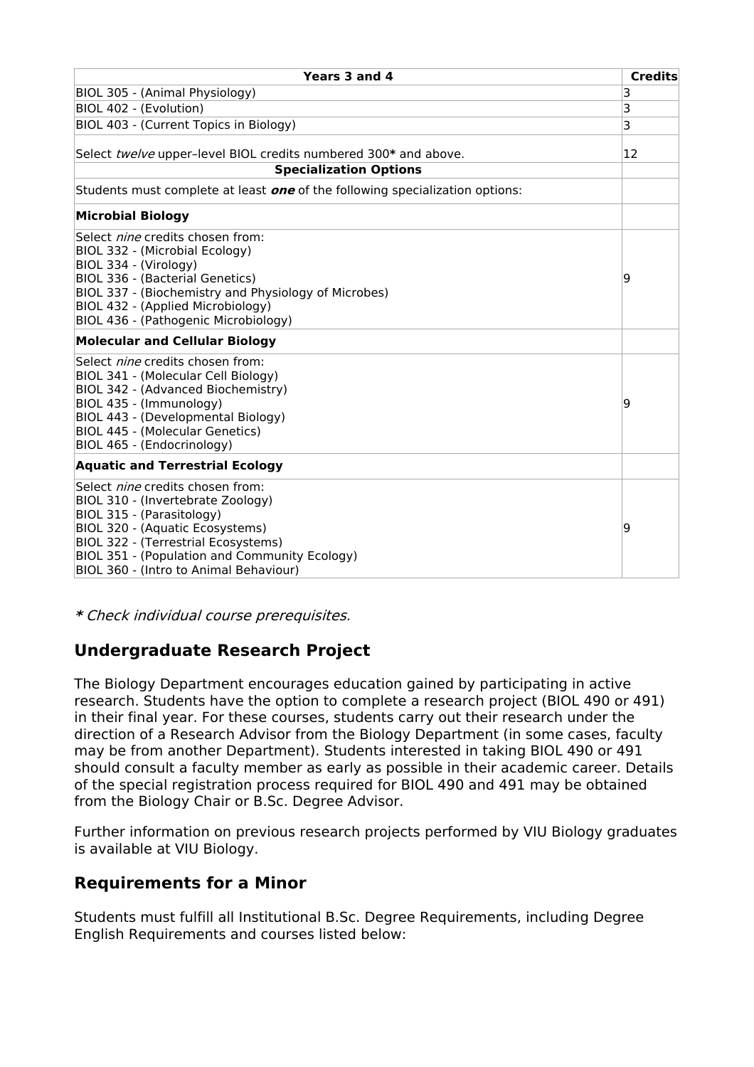| Years 3 and 4 | Credits |
| --- | --- |
| BIOL 305 - (Animal Physiology) | 3 |
| BIOL 402 - (Evolution) | 3 |
| BIOL 403 - (Current Topics in Biology) | 3 |
| Select *twelve* upper–level BIOL credits numbered 300**\*** and above. | 12 |
| **Specialization Options** | |
| Students must complete at least ***one*** of the following specialization options: | |
| **Microbial Biology** | |
| Select *nine* credits chosen from:<br>BIOL 332 - (Microbial Ecology)<br>BIOL 334 - (Virology)<br>BIOL 336 - (Bacterial Genetics)<br>BIOL 337 - (Biochemistry and Physiology of Microbes)<br>BIOL 432 - (Applied Microbiology)<br>BIOL 436 - (Pathogenic Microbiology) | 9 |
| **Molecular and Cellular Biology** | |
| Select *nine* credits chosen from:<br>BIOL 341 - (Molecular Cell Biology)<br>BIOL 342 - (Advanced Biochemistry)<br>BIOL 435 - (Immunology)<br>BIOL 443 - (Developmental Biology)<br>BIOL 445 - (Molecular Genetics)<br>BIOL 465 - (Endocrinology) | 9 |
| **Aquatic and Terrestrial Ecology** | |
| Select *nine* credits chosen from:<br>BIOL 310 - (Invertebrate Zoology)<br>BIOL 315 - (Parasitology)<br>BIOL 320 - (Aquatic Ecosystems)<br>BIOL 322 - (Terrestrial Ecosystems)<br>BIOL 351 - (Population and Community Ecology)<br>BIOL 360 - (Intro to Animal Behaviour) | 9 |

***\**** *Check individual course prerequisites.*

## Undergraduate Research Project

The Biology Department encourages education gained by participating in active research. Students have the option to complete a research project (BIOL 490 or 491) in their final year. For these courses, students carry out their research under the direction of a Research Advisor from the Biology Department (in some cases, faculty may be from another Department). Students interested in taking BIOL 490 or 491 should consult a faculty member as early as possible in their academic career. Details of the special registration process required for BIOL 490 and 491 may be obtained from the Biology Chair or B.Sc. Degree Advisor.

Further information on previous research projects performed by VIU Biology graduates is available at VIU Biology.

## Requirements for a Minor

Students must fulfill all Institutional B.Sc. Degree Requirements, including Degree English Requirements and courses listed below: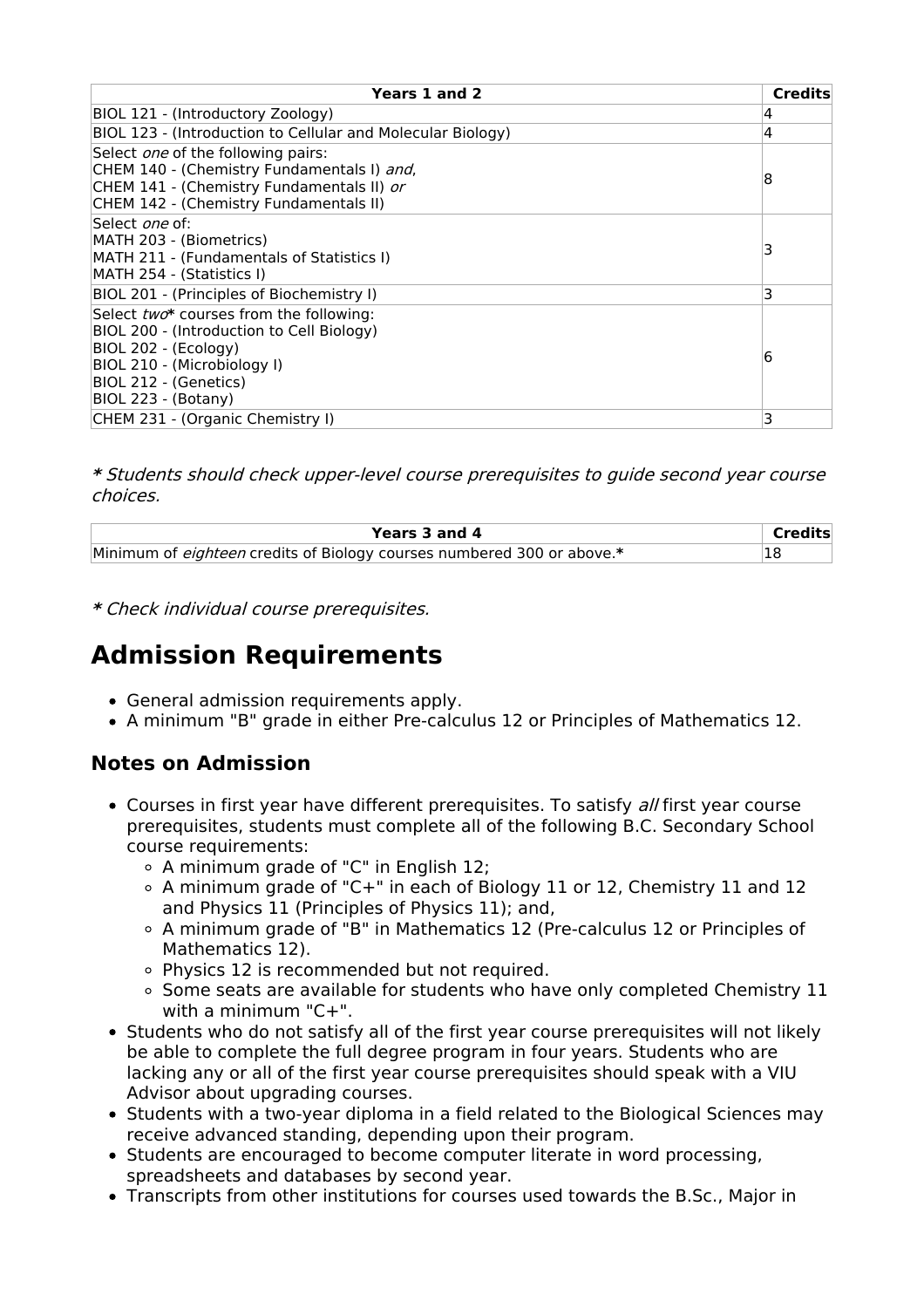| Years 1 and 2 | Credits |
|---|---|
| BIOL 121 - (Introductory Zoology) | 4 |
| BIOL 123 - (Introduction to Cellular and Molecular Biology) | 4 |
| Select *one* of the following pairs:<br>CHEM 140 - (Chemistry Fundamentals I) *and*,<br>CHEM 141 - (Chemistry Fundamentals II) *or*<br>CHEM 142 - (Chemistry Fundamentals II) | 8 |
| Select *one* of:<br>MATH 203 - (Biometrics)<br>MATH 211 - (Fundamentals of Statistics I)<br>MATH 254 - (Statistics I) | 3 |
| BIOL 201 - (Principles of Biochemistry I) | 3 |
| Select *two*\* courses from the following:<br>BIOL 200 - (Introduction to Cell Biology)<br>BIOL 202 - (Ecology)<br>BIOL 210 - (Microbiology I)<br>BIOL 212 - (Genetics)<br>BIOL 223 - (Botany) | 6 |
| CHEM 231 - (Organic Chemistry I) | 3 |

***** *Students should check upper-level course prerequisites to guide second year course choices.*

| Years 3 and 4 | Credits |
|---|---|
| Minimum of *eighteen* credits of Biology courses numbered 300 or above.**\*** | 18 |

***** *Check individual course prerequisites.*

# Admission Requirements

- General admission requirements apply.
- A minimum "B" grade in either Pre-calculus 12 or Principles of Mathematics 12.

## Notes on Admission

- Courses in first year have different prerequisites. To satisfy *all* first year course prerequisites, students must complete all of the following B.C. Secondary School course requirements:
  - A minimum grade of "C" in English 12;
  - A minimum grade of "C+" in each of Biology 11 or 12, Chemistry 11 and 12 and Physics 11 (Principles of Physics 11); and,
  - A minimum grade of "B" in Mathematics 12 (Pre-calculus 12 or Principles of Mathematics 12).
  - Physics 12 is recommended but not required.
  - Some seats are available for students who have only completed Chemistry 11 with a minimum "C+".
- Students who do not satisfy all of the first year course prerequisites will not likely be able to complete the full degree program in four years. Students who are lacking any or all of the first year course prerequisites should speak with a VIU Advisor about upgrading courses.
- Students with a two-year diploma in a field related to the Biological Sciences may receive advanced standing, depending upon their program.
- Students are encouraged to become computer literate in word processing, spreadsheets and databases by second year.
- Transcripts from other institutions for courses used towards the B.Sc., Major in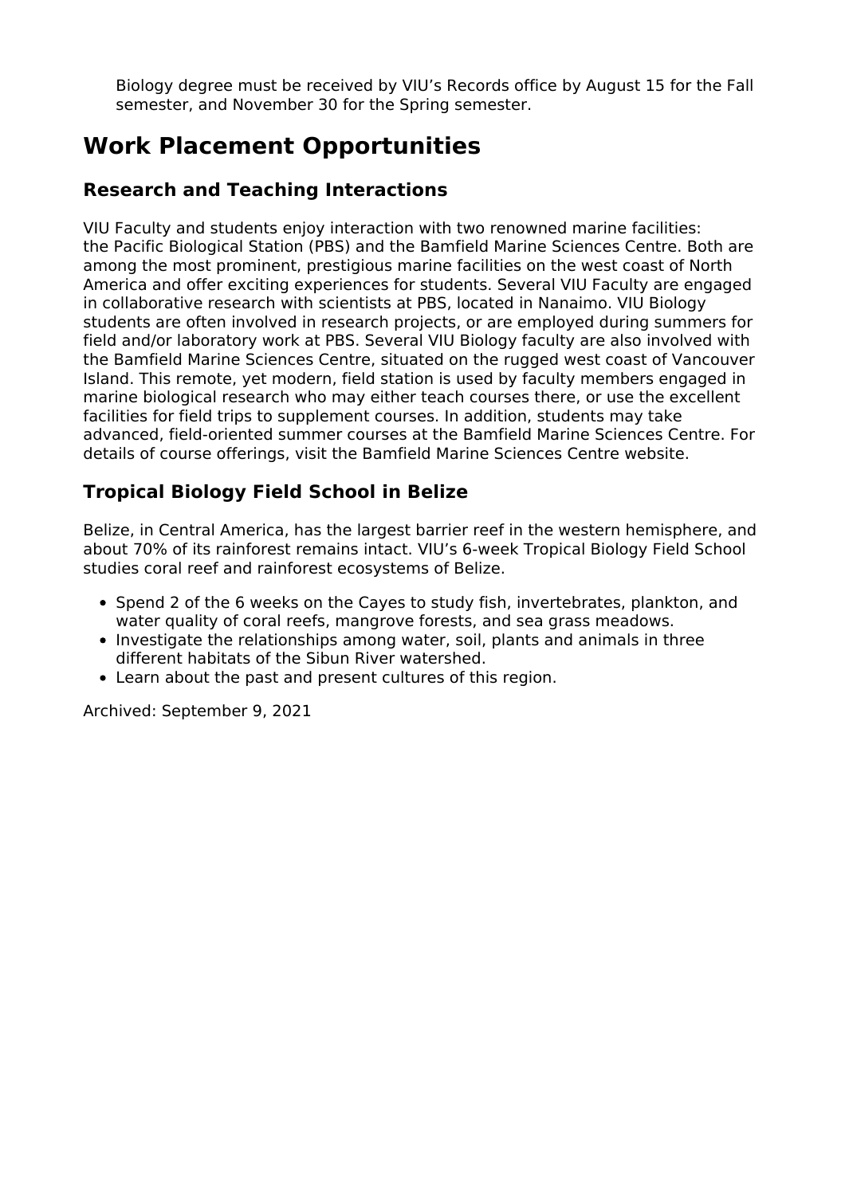Biology degree must be received by VIU's Records office by August 15 for the Fall semester, and November 30 for the Spring semester.

## Work Placement Opportunities

### Research and Teaching Interactions

VIU Faculty and students enjoy interaction with two renowned marine facilities: the Pacific Biological Station (PBS) and the Bamfield Marine Sciences Centre. Both are among the most prominent, prestigious marine facilities on the west coast of North America and offer exciting experiences for students. Several VIU Faculty are engaged in collaborative research with scientists at PBS, located in Nanaimo. VIU Biology students are often involved in research projects, or are employed during summers for field and/or laboratory work at PBS. Several VIU Biology faculty are also involved with the Bamfield Marine Sciences Centre, situated on the rugged west coast of Vancouver Island. This remote, yet modern, field station is used by faculty members engaged in marine biological research who may either teach courses there, or use the excellent facilities for field trips to supplement courses. In addition, students may take advanced, field-oriented summer courses at the Bamfield Marine Sciences Centre. For details of course offerings, visit the Bamfield Marine Sciences Centre website.

### Tropical Biology Field School in Belize

Belize, in Central America, has the largest barrier reef in the western hemisphere, and about 70% of its rainforest remains intact. VIU's 6-week Tropical Biology Field School studies coral reef and rainforest ecosystems of Belize.

- Spend 2 of the 6 weeks on the Cayes to study fish, invertebrates, plankton, and water quality of coral reefs, mangrove forests, and sea grass meadows.
- Investigate the relationships among water, soil, plants and animals in three different habitats of the Sibun River watershed.
- Learn about the past and present cultures of this region.

Archived: September 9, 2021